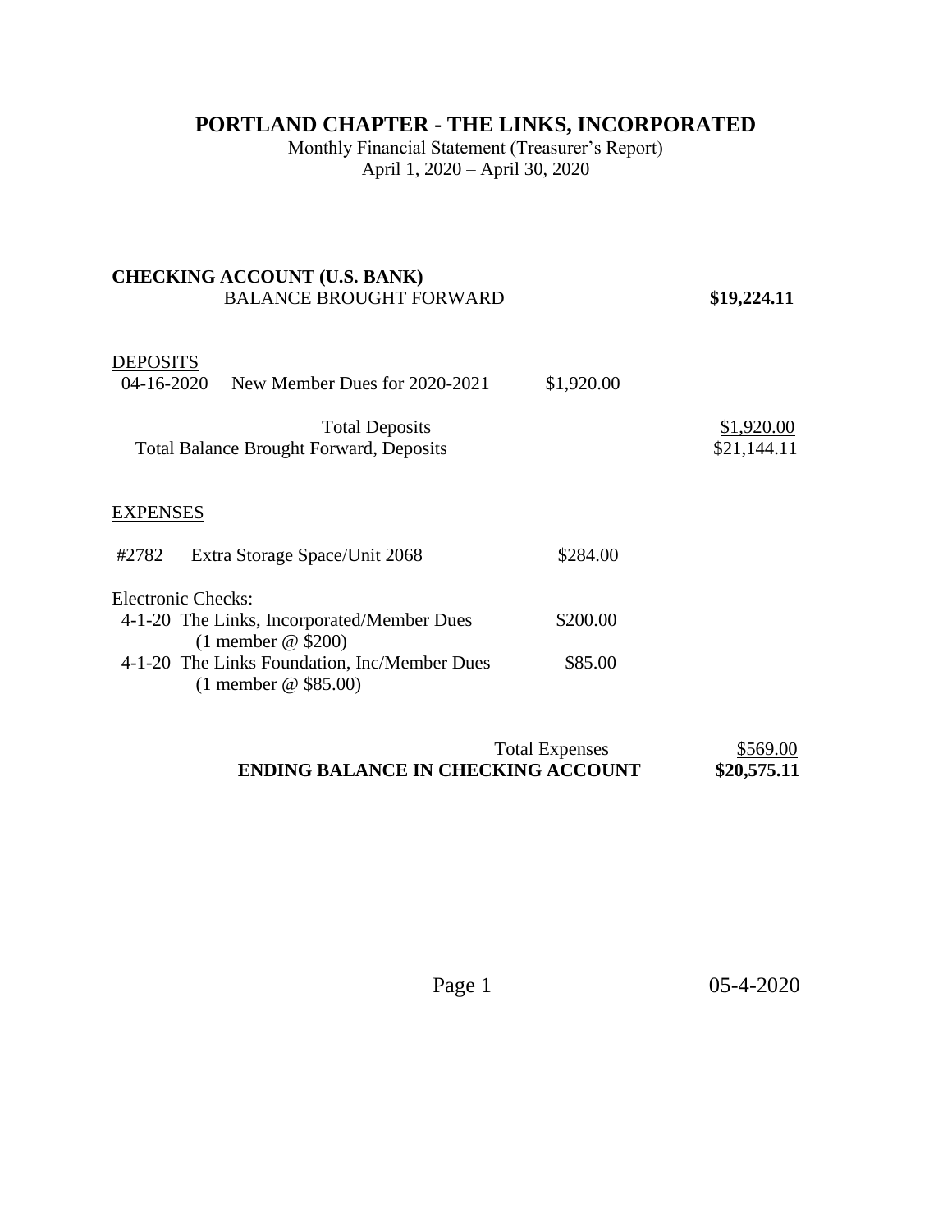# PORTLAND CHAPTER - THE LINKS, INCORPORATED

Monthly Financial Statement (Treasurer's Report)
April 1, 2020 – April 30, 2020

## CHECKING ACCOUNT (U.S. BANK)

| | | | |
|---|---|---|---|
| BALANCE BROUGHT FORWARD | | | **$19,224.11** |

### DEPOSITS

| | | | |
|---|---|---|---|
| 04-16-2020 | New Member Dues for 2020-2021 | $1,920.00 | |
| | Total Deposits | | $1,920.00 |
| | Total Balance Brought Forward, Deposits | | $21,144.11 |

### EXPENSES

| | | | |
|---|---|---|---|
| #2782 | Extra Storage Space/Unit 2068 | $284.00 | |
| Electronic Checks: | | | |
| 4-1-20 | The Links, Incorporated/Member Dues (1 member @ $200) | $200.00 | |
| 4-1-20 | The Links Foundation, Inc/Member Dues (1 member @ $85.00) | $85.00 | |
| | Total Expenses | | $569.00 |
| | **ENDING BALANCE IN CHECKING ACCOUNT** | | **$20,575.11** |

05-4-2020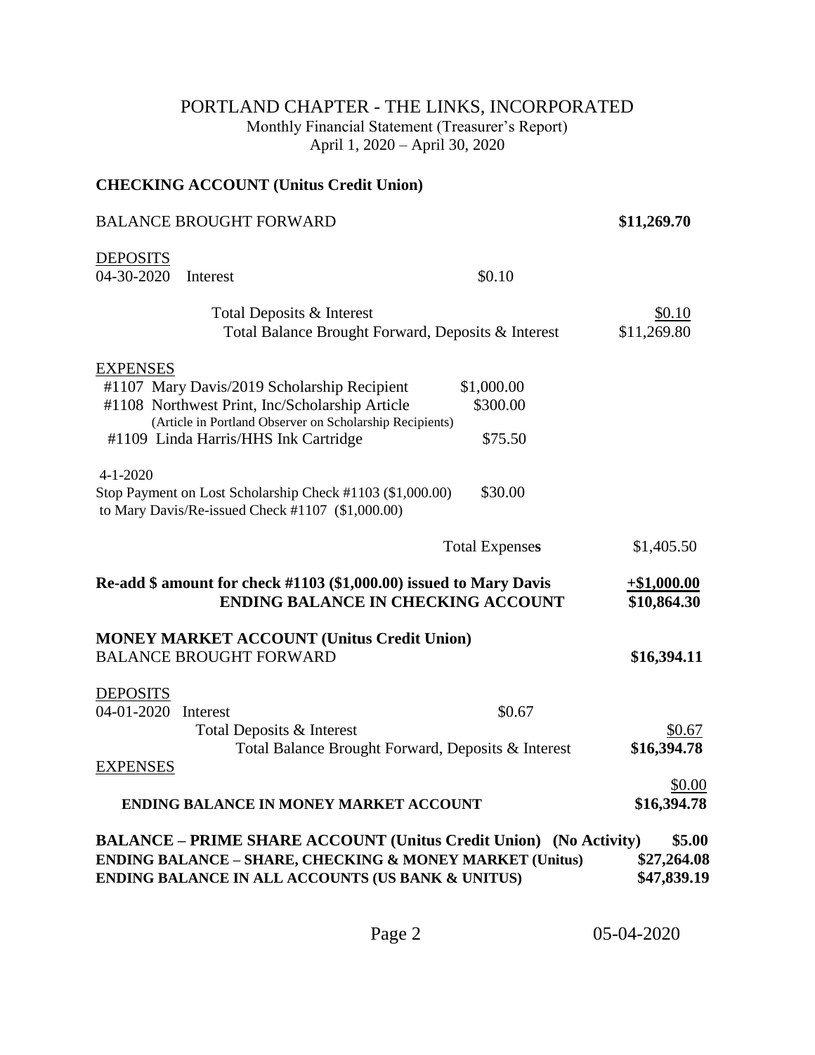# PORTLAND CHAPTER - THE LINKS, INCORPORATED

Monthly Financial Statement (Treasurer's Report)
April 1, 2020 – April 30, 2020

**CHECKING ACCOUNT (Unitus Credit Union)**

| | | |
|---|---|---|
| BALANCE BROUGHT FORWARD | | **$11,269.70** |
| DEPOSITS | | |
| 04-30-2020 Interest | $0.10 | |
| Total Deposits & Interest | | $0.10 |
| Total Balance Brought Forward, Deposits & Interest | | $11,269.80 |
| EXPENSES | | |
| #1107 Mary Davis/2019 Scholarship Recipient | $1,000.00 | |
| #1108 Northwest Print, Inc/Scholarship Article (Article in Portland Observer on Scholarship Recipients) | $300.00 | |
| #1109 Linda Harris/HHS Ink Cartridge | $75.50 | |
| 4-1-2020 Stop Payment on Lost Scholarship Check #1103 ($1,000.00) to Mary Davis/Re-issued Check #1107 ($1,000.00) | $30.00 | |
| | Total Expenses | $1,405.50 |
| **Re-add $ amount for check #1103 ($1,000.00) issued to Mary Davis** | | **+$1,000.00** |
| **ENDING BALANCE IN CHECKING ACCOUNT** | | **$10,864.30** |

**MONEY MARKET ACCOUNT (Unitus Credit Union)**

| | | |
|---|---|---|
| BALANCE BROUGHT FORWARD | | **$16,394.11** |
| DEPOSITS | | |
| 04-01-2020 Interest | $0.67 | |
| Total Deposits & Interest | | $0.67 |
| Total Balance Brought Forward, Deposits & Interest | | **$16,394.78** |
| EXPENSES | | $0.00 |
| **ENDING BALANCE IN MONEY MARKET ACCOUNT** | | **$16,394.78** |

| | |
|---|---|
| **BALANCE – PRIME SHARE ACCOUNT (Unitus Credit Union) (No Activity)** | **$5.00** |
| **ENDING BALANCE – SHARE, CHECKING & MONEY MARKET (Unitus)** | **$27,264.08** |
| **ENDING BALANCE IN ALL ACCOUNTS (US BANK & UNITUS)** | **$47,839.19** |

05-04-2020